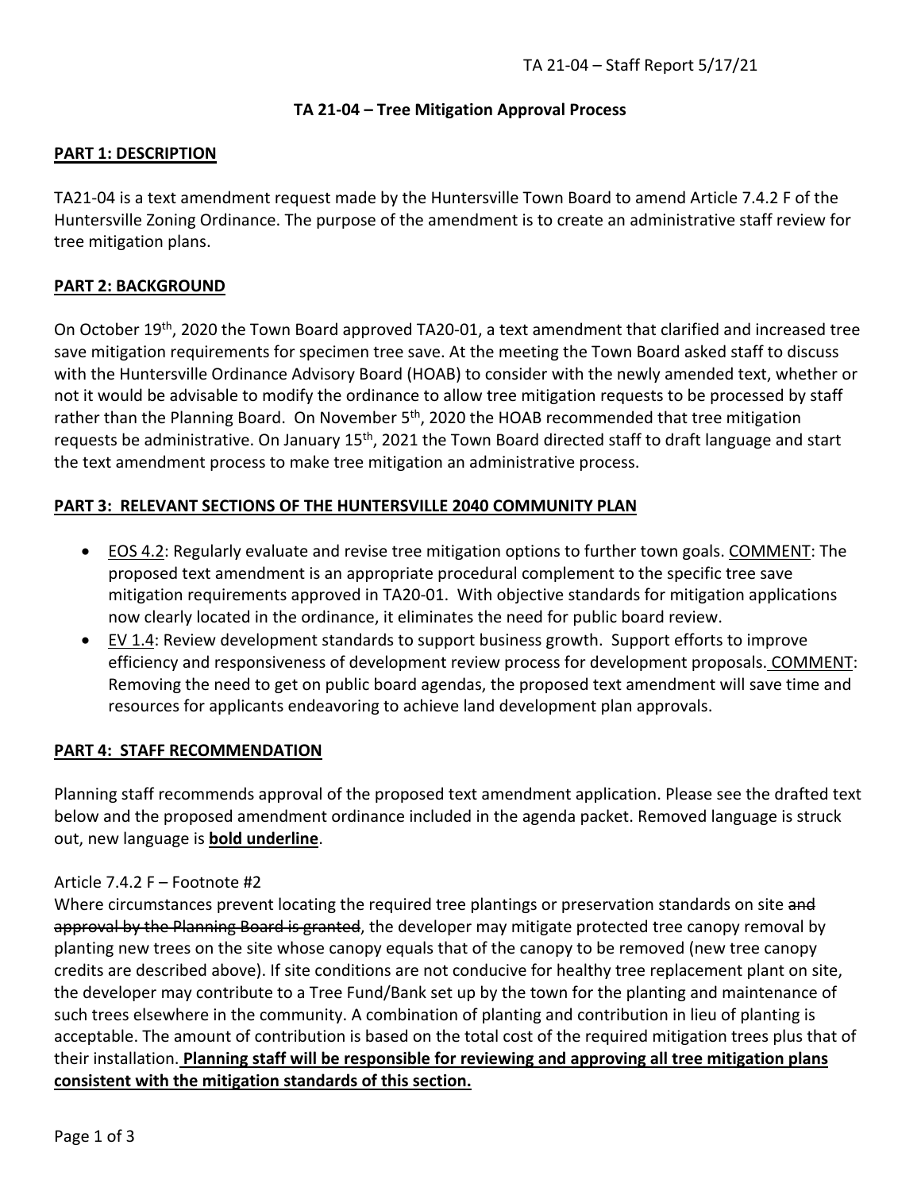# TA 21-04 – Tree Mitigation Approval Process

## PART 1: DESCRIPTION

TA21-04 is a text amendment request made by the Huntersville Town Board to amend Article 7.4.2 F of the Huntersville Zoning Ordinance. The purpose of the amendment is to create an administrative staff review for tree mitigation plans.

## PART 2: BACKGROUND

On October 19th, 2020 the Town Board approved TA20-01, a text amendment that clarified and increased tree save mitigation requirements for specimen tree save. At the meeting the Town Board asked staff to discuss with the Huntersville Ordinance Advisory Board (HOAB) to consider with the newly amended text, whether or not it would be advisable to modify the ordinance to allow tree mitigation requests to be processed by staff rather than the Planning Board. On November 5th, 2020 the HOAB recommended that tree mitigation requests be administrative. On January 15th, 2021 the Town Board directed staff to draft language and start the text amendment process to make tree mitigation an administrative process.

## PART 3: RELEVANT SECTIONS OF THE HUNTERSVILLE 2040 COMMUNITY PLAN

- <u>EOS 4.2</u>: Regularly evaluate and revise tree mitigation options to further town goals. <u>COMMENT</u>: The proposed text amendment is an appropriate procedural complement to the specific tree save mitigation requirements approved in TA20-01. With objective standards for mitigation applications now clearly located in the ordinance, it eliminates the need for public board review.
- <u>EV 1.4</u>: Review development standards to support business growth. Support efforts to improve efficiency and responsiveness of development review process for development proposals. <u>COMMENT</u>: Removing the need to get on public board agendas, the proposed text amendment will save time and resources for applicants endeavoring to achieve land development plan approvals.

## PART 4: STAFF RECOMMENDATION

Planning staff recommends approval of the proposed text amendment application. Please see the drafted text below and the proposed amendment ordinance included in the agenda packet. Removed language is struck out, new language is **<u>bold underline</u>**.

Article 7.4.2 F – Footnote #2

Where circumstances prevent locating the required tree plantings or preservation standards on site ~~and approval by the Planning Board is granted~~, the developer may mitigate protected tree canopy removal by planting new trees on the site whose canopy equals that of the canopy to be removed (new tree canopy credits are described above). If site conditions are not conducive for healthy tree replacement plant on site, the developer may contribute to a Tree Fund/Bank set up by the town for the planting and maintenance of such trees elsewhere in the community. A combination of planting and contribution in lieu of planting is acceptable. The amount of contribution is based on the total cost of the required mitigation trees plus that of their installation. **<u>Planning staff will be responsible for reviewing and approving all tree mitigation plans consistent with the mitigation standards of this section.</u>**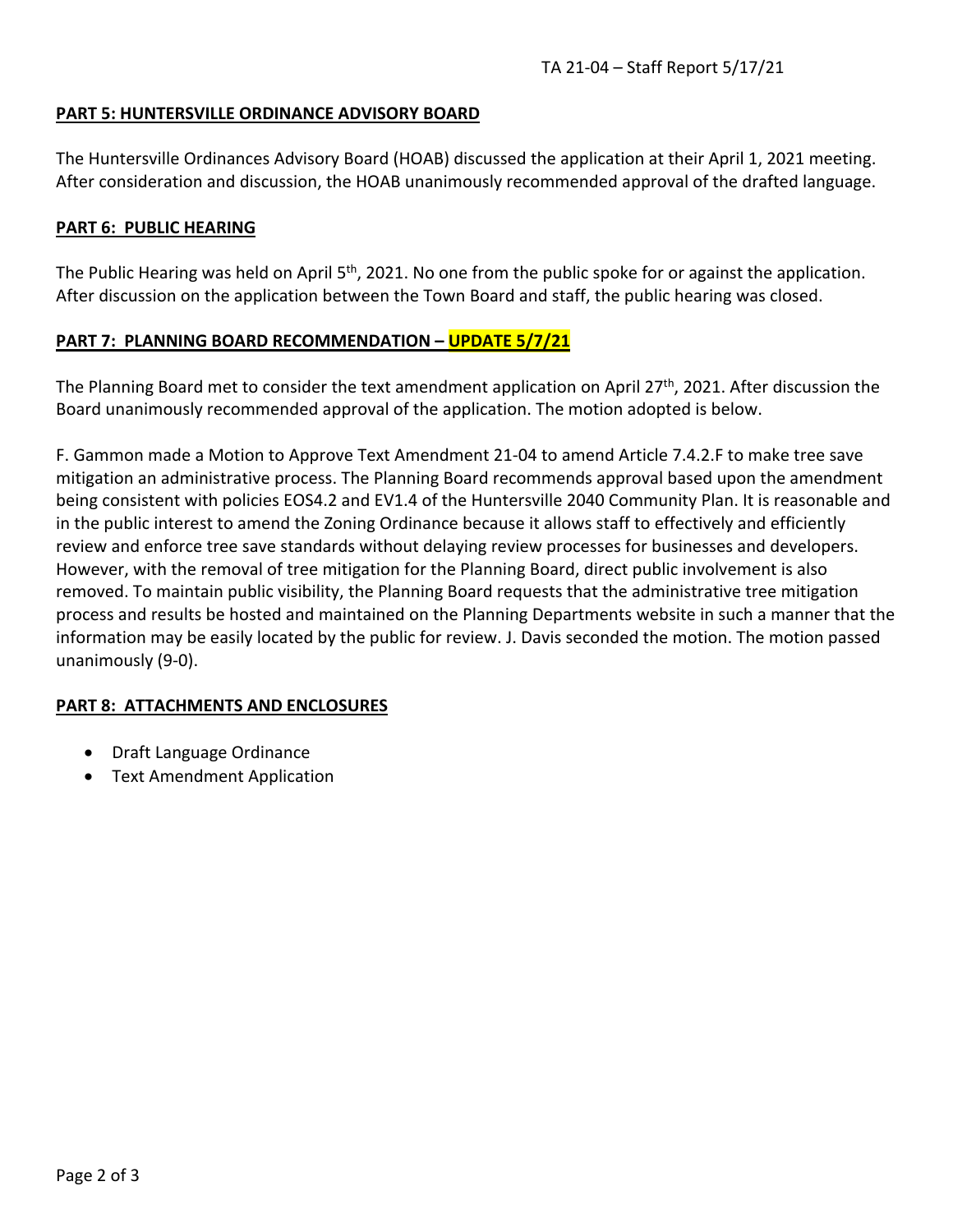## PART 5: HUNTERSVILLE ORDINANCE ADVISORY BOARD

The Huntersville Ordinances Advisory Board (HOAB) discussed the application at their April 1, 2021 meeting. After consideration and discussion, the HOAB unanimously recommended approval of the drafted language.

## PART 6: PUBLIC HEARING

The Public Hearing was held on April 5th, 2021. No one from the public spoke for or against the application. After discussion on the application between the Town Board and staff, the public hearing was closed.

## PART 7: PLANNING BOARD RECOMMENDATION – UPDATE 5/7/21

The Planning Board met to consider the text amendment application on April 27th, 2021. After discussion the Board unanimously recommended approval of the application. The motion adopted is below.

F. Gammon made a Motion to Approve Text Amendment 21-04 to amend Article 7.4.2.F to make tree save mitigation an administrative process. The Planning Board recommends approval based upon the amendment being consistent with policies EOS4.2 and EV1.4 of the Huntersville 2040 Community Plan. It is reasonable and in the public interest to amend the Zoning Ordinance because it allows staff to effectively and efficiently review and enforce tree save standards without delaying review processes for businesses and developers. However, with the removal of tree mitigation for the Planning Board, direct public involvement is also removed. To maintain public visibility, the Planning Board requests that the administrative tree mitigation process and results be hosted and maintained on the Planning Departments website in such a manner that the information may be easily located by the public for review. J. Davis seconded the motion. The motion passed unanimously (9-0).

## PART 8: ATTACHMENTS AND ENCLOSURES

- Draft Language Ordinance
- Text Amendment Application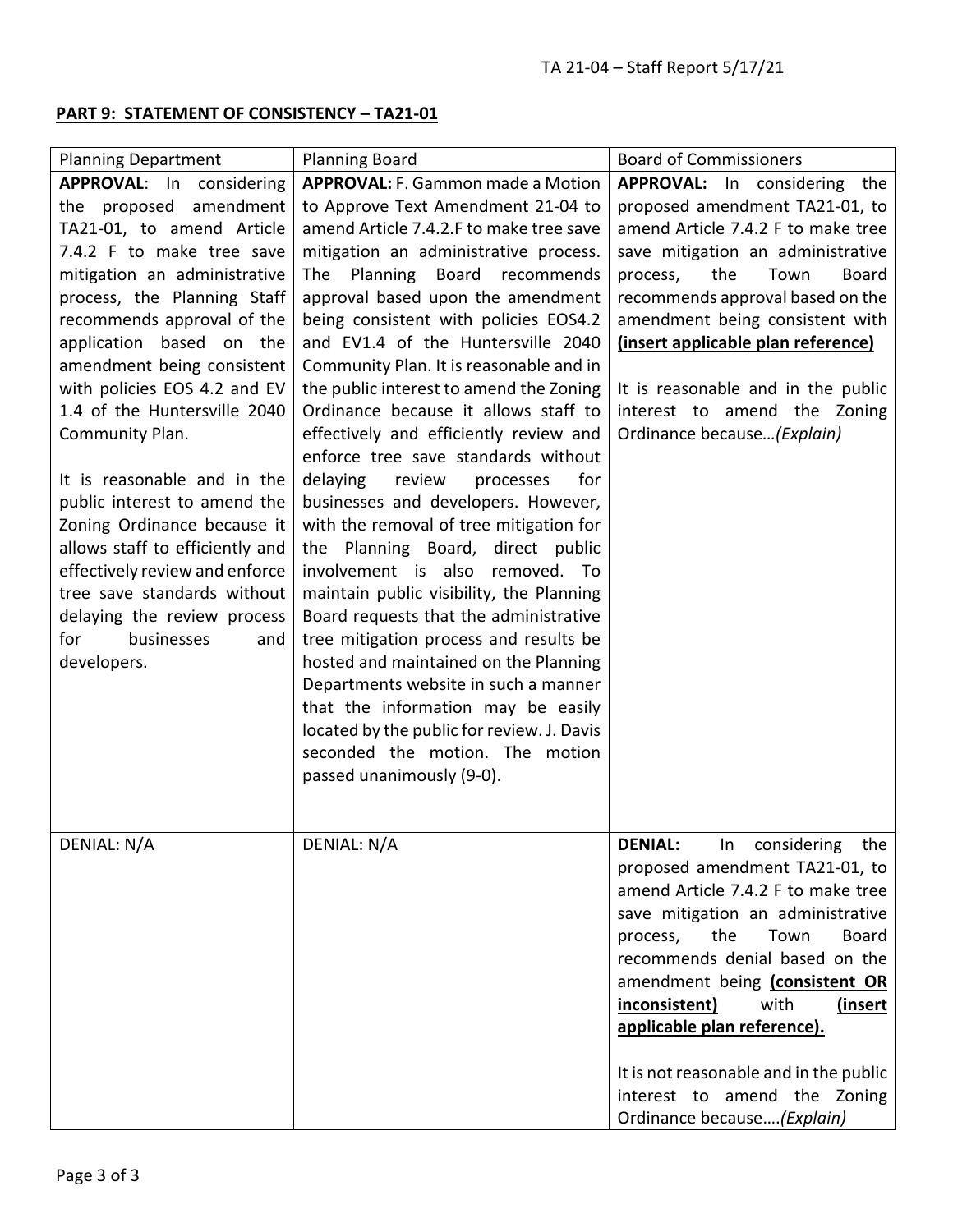## PART 9: STATEMENT OF CONSISTENCY – TA21-01

| Planning Department | Planning Board | Board of Commissioners |
|---|---|---|
| **APPROVAL**: In considering the proposed amendment TA21-01, to amend Article 7.4.2 F to make tree save mitigation an administrative process, the Planning Staff recommends approval of the application based on the amendment being consistent with policies EOS 4.2 and EV 1.4 of the Huntersville 2040 Community Plan.<br><br>It is reasonable and in the public interest to amend the Zoning Ordinance because it allows staff to efficiently and effectively review and enforce tree save standards without delaying the review process for businesses and developers. | **APPROVAL:** F. Gammon made a Motion to Approve Text Amendment 21-04 to amend Article 7.4.2.F to make tree save mitigation an administrative process. The Planning Board recommends approval based upon the amendment being consistent with policies EOS4.2 and EV1.4 of the Huntersville 2040 Community Plan. It is reasonable and in the public interest to amend the Zoning Ordinance because it allows staff to effectively and efficiently review and enforce tree save standards without delaying review processes for businesses and developers. However, with the removal of tree mitigation for the Planning Board, direct public involvement is also removed. To maintain public visibility, the Planning Board requests that the administrative tree mitigation process and results be hosted and maintained on the Planning Departments website in such a manner that the information may be easily located by the public for review. J. Davis seconded the motion. The motion passed unanimously (9-0). | **APPROVAL:** In considering the proposed amendment TA21-01, to amend Article 7.4.2 F to make tree save mitigation an administrative process, the Town Board recommends approval based on the amendment being consistent with **(insert applicable plan reference)**<br><br>It is reasonable and in the public interest to amend the Zoning Ordinance because…*(Explain)* |
| DENIAL: N/A | DENIAL: N/A | **DENIAL:** In considering the proposed amendment TA21-01, to amend Article 7.4.2 F to make tree save mitigation an administrative process, the Town Board recommends denial based on the amendment being **(consistent OR inconsistent)** with **(insert applicable plan reference).**<br><br>It is not reasonable and in the public interest to amend the Zoning Ordinance because….*(Explain)* |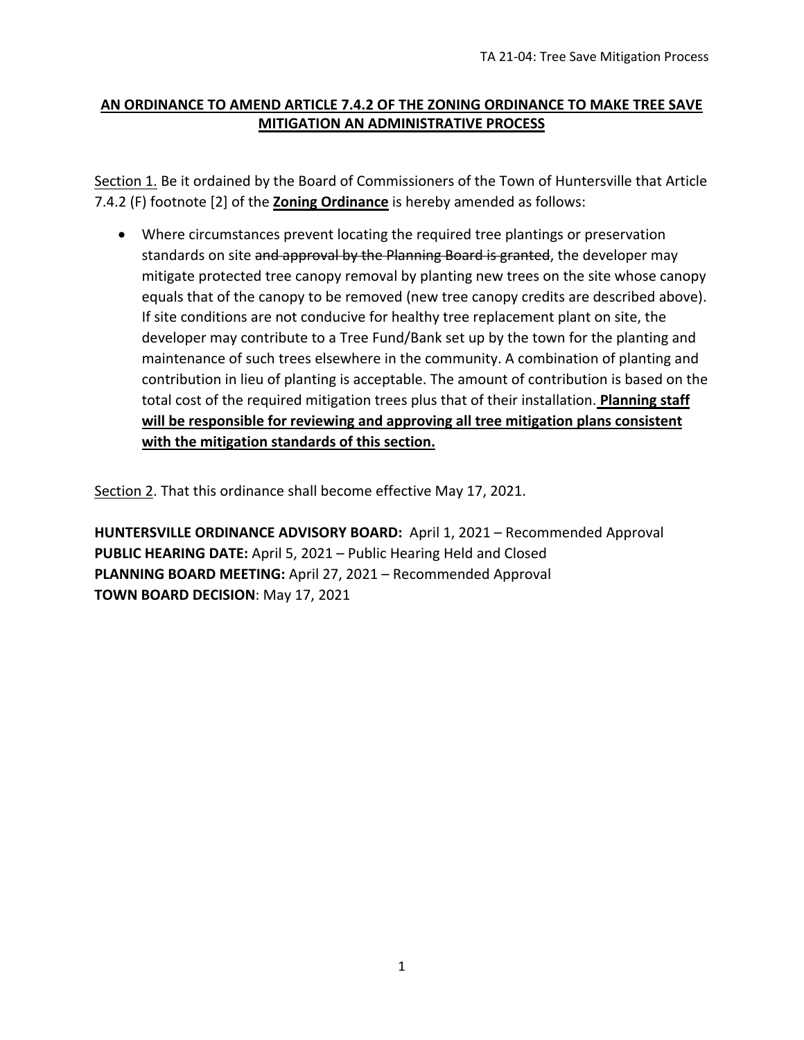**AN ORDINANCE TO AMEND ARTICLE 7.4.2 OF THE ZONING ORDINANCE TO MAKE TREE SAVE MITIGATION AN ADMINISTRATIVE PROCESS**

Section 1. Be it ordained by the Board of Commissioners of the Town of Huntersville that Article 7.4.2 (F) footnote [2] of the **Zoning Ordinance** is hereby amended as follows:

- Where circumstances prevent locating the required tree plantings or preservation standards on site ~~and approval by the Planning Board is granted~~, the developer may mitigate protected tree canopy removal by planting new trees on the site whose canopy equals that of the canopy to be removed (new tree canopy credits are described above). If site conditions are not conducive for healthy tree replacement plant on site, the developer may contribute to a Tree Fund/Bank set up by the town for the planting and maintenance of such trees elsewhere in the community. A combination of planting and contribution in lieu of planting is acceptable. The amount of contribution is based on the total cost of the required mitigation trees plus that of their installation. **Planning staff will be responsible for reviewing and approving all tree mitigation plans consistent with the mitigation standards of this section.**

Section 2. That this ordinance shall become effective May 17, 2021.

**HUNTERSVILLE ORDINANCE ADVISORY BOARD:** April 1, 2021 – Recommended Approval
**PUBLIC HEARING DATE:** April 5, 2021 – Public Hearing Held and Closed
**PLANNING BOARD MEETING:** April 27, 2021 – Recommended Approval
**TOWN BOARD DECISION**: May 17, 2021